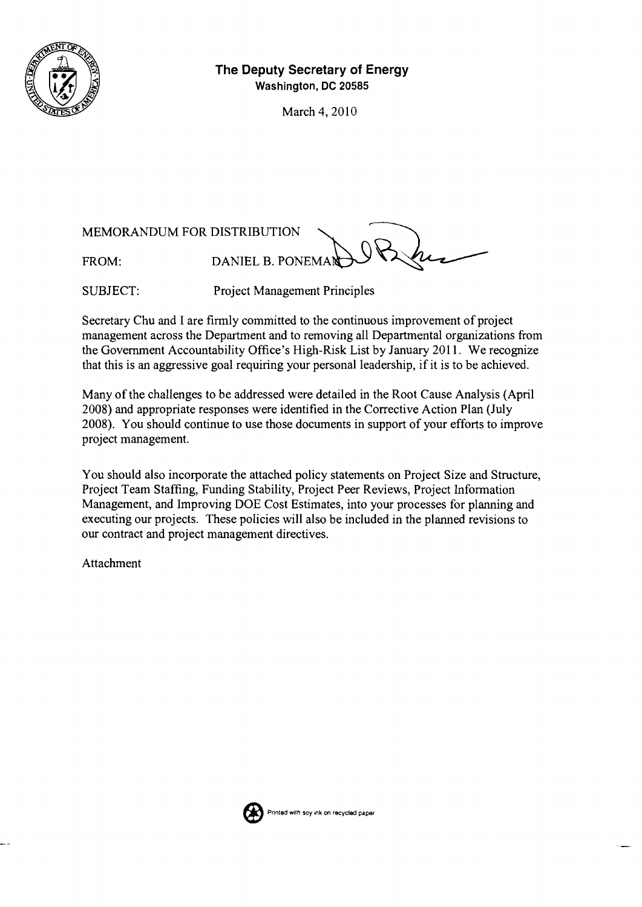**The Deputy Secretary of Energy**
**Washington, DC 20585**

March 4, 2010

MEMORANDUM FOR DISTRIBUTION

FROM: DANIEL B. PONEMAN

SUBJECT: Project Management Principles

Secretary Chu and I are firmly committed to the continuous improvement of project management across the Department and to removing all Departmental organizations from the Government Accountability Office's High-Risk List by January 2011. We recognize that this is an aggressive goal requiring your personal leadership, if it is to be achieved.

Many of the challenges to be addressed were detailed in the Root Cause Analysis (April 2008) and appropriate responses were identified in the Corrective Action Plan (July 2008). You should continue to use those documents in support of your efforts to improve project management.

You should also incorporate the attached policy statements on Project Size and Structure, Project Team Staffing, Funding Stability, Project Peer Reviews, Project Information Management, and Improving DOE Cost Estimates, into your processes for planning and executing our projects. These policies will also be included in the planned revisions to our contract and project management directives.

Attachment

Printed with soy ink on recycled paper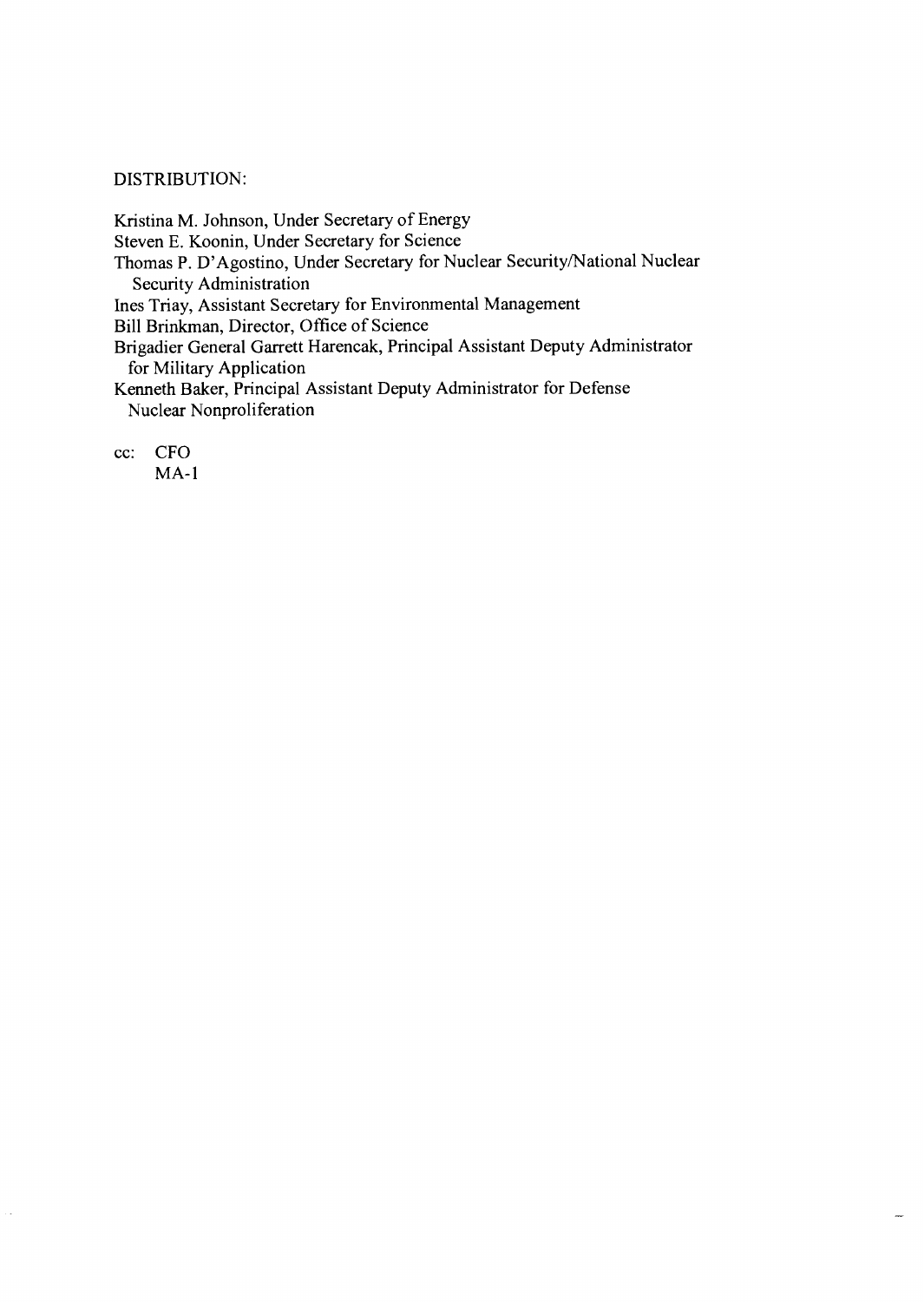DISTRIBUTION:

Kristina M. Johnson, Under Secretary of Energy
Steven E. Koonin, Under Secretary for Science
Thomas P. D'Agostino, Under Secretary for Nuclear Security/National Nuclear Security Administration
Ines Triay, Assistant Secretary for Environmental Management
Bill Brinkman, Director, Office of Science
Brigadier General Garrett Harencak, Principal Assistant Deputy Administrator for Military Application
Kenneth Baker, Principal Assistant Deputy Administrator for Defense Nuclear Nonproliferation

cc: CFO
MA-1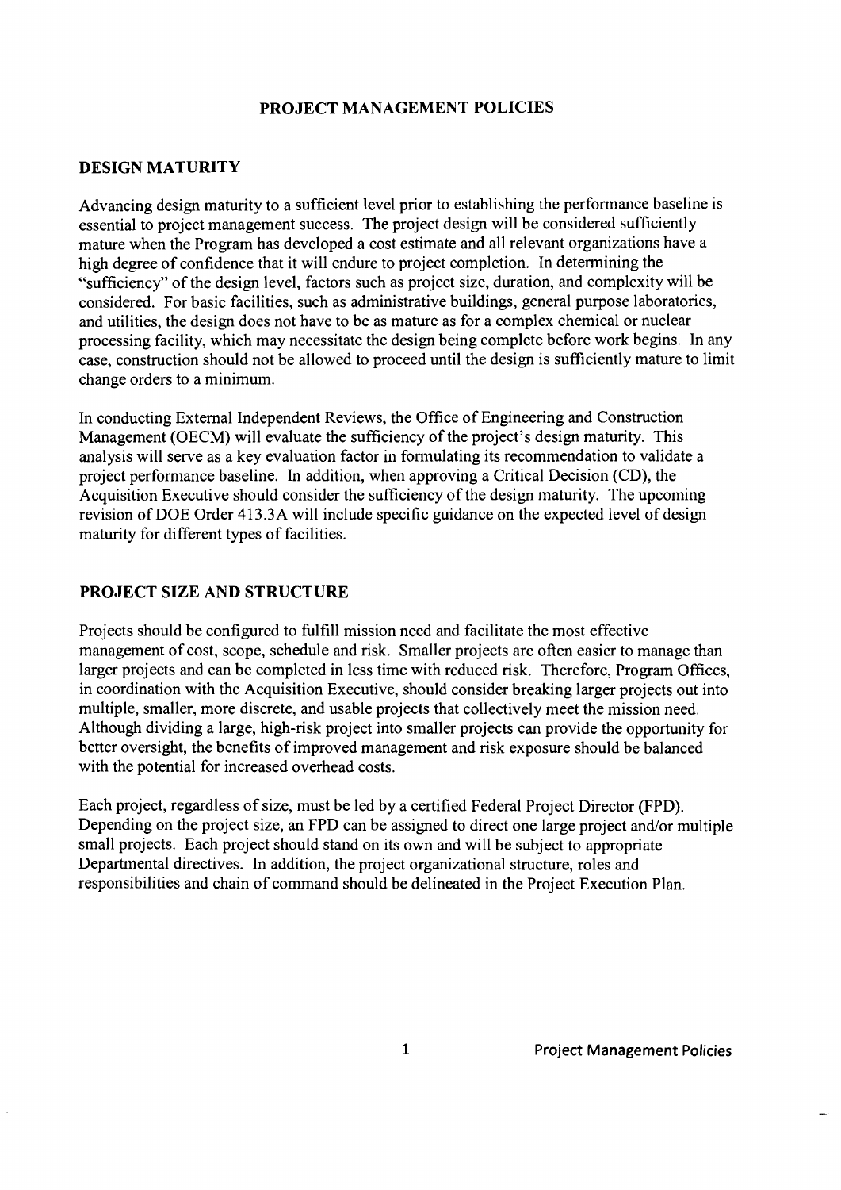# PROJECT MANAGEMENT POLICIES

## DESIGN MATURITY

Advancing design maturity to a sufficient level prior to establishing the performance baseline is essential to project management success. The project design will be considered sufficiently mature when the Program has developed a cost estimate and all relevant organizations have a high degree of confidence that it will endure to project completion. In determining the "sufficiency" of the design level, factors such as project size, duration, and complexity will be considered. For basic facilities, such as administrative buildings, general purpose laboratories, and utilities, the design does not have to be as mature as for a complex chemical or nuclear processing facility, which may necessitate the design being complete before work begins. In any case, construction should not be allowed to proceed until the design is sufficiently mature to limit change orders to a minimum.

In conducting External Independent Reviews, the Office of Engineering and Construction Management (OECM) will evaluate the sufficiency of the project's design maturity. This analysis will serve as a key evaluation factor in formulating its recommendation to validate a project performance baseline. In addition, when approving a Critical Decision (CD), the Acquisition Executive should consider the sufficiency of the design maturity. The upcoming revision of DOE Order 413.3A will include specific guidance on the expected level of design maturity for different types of facilities.

## PROJECT SIZE AND STRUCTURE

Projects should be configured to fulfill mission need and facilitate the most effective management of cost, scope, schedule and risk. Smaller projects are often easier to manage than larger projects and can be completed in less time with reduced risk. Therefore, Program Offices, in coordination with the Acquisition Executive, should consider breaking larger projects out into multiple, smaller, more discrete, and usable projects that collectively meet the mission need. Although dividing a large, high-risk project into smaller projects can provide the opportunity for better oversight, the benefits of improved management and risk exposure should be balanced with the potential for increased overhead costs.

Each project, regardless of size, must be led by a certified Federal Project Director (FPD). Depending on the project size, an FPD can be assigned to direct one large project and/or multiple small projects. Each project should stand on its own and will be subject to appropriate Departmental directives. In addition, the project organizational structure, roles and responsibilities and chain of command should be delineated in the Project Execution Plan.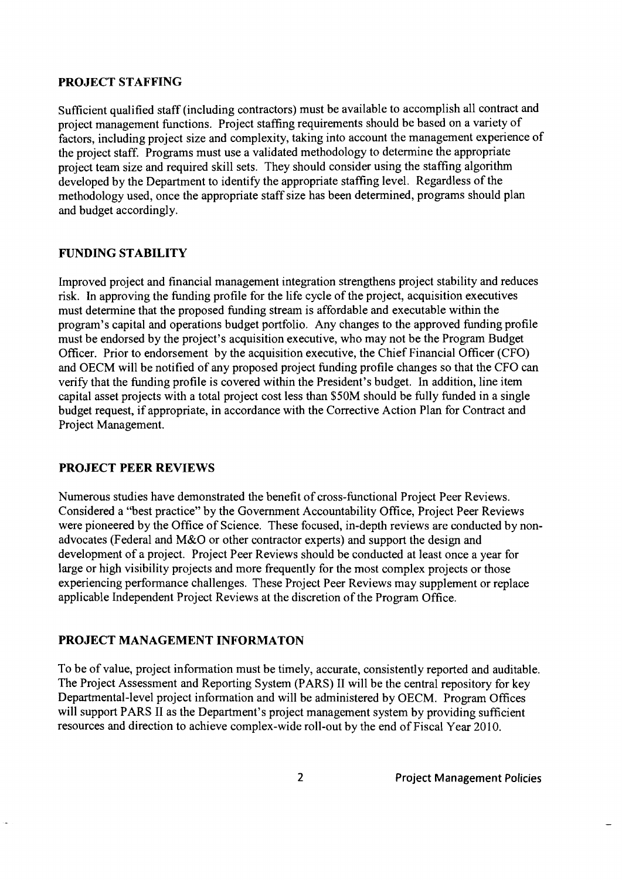## PROJECT STAFFING

Sufficient qualified staff (including contractors) must be available to accomplish all contract and project management functions. Project staffing requirements should be based on a variety of factors, including project size and complexity, taking into account the management experience of the project staff. Programs must use a validated methodology to determine the appropriate project team size and required skill sets. They should consider using the staffing algorithm developed by the Department to identify the appropriate staffing level. Regardless of the methodology used, once the appropriate staff size has been determined, programs should plan and budget accordingly.

## FUNDING STABILITY

Improved project and financial management integration strengthens project stability and reduces risk. In approving the funding profile for the life cycle of the project, acquisition executives must determine that the proposed funding stream is affordable and executable within the program's capital and operations budget portfolio. Any changes to the approved funding profile must be endorsed by the project's acquisition executive, who may not be the Program Budget Officer. Prior to endorsement by the acquisition executive, the Chief Financial Officer (CFO) and OECM will be notified of any proposed project funding profile changes so that the CFO can verify that the funding profile is covered within the President's budget. In addition, line item capital asset projects with a total project cost less than $50M should be fully funded in a single budget request, if appropriate, in accordance with the Corrective Action Plan for Contract and Project Management.

## PROJECT PEER REVIEWS

Numerous studies have demonstrated the benefit of cross-functional Project Peer Reviews. Considered a "best practice" by the Government Accountability Office, Project Peer Reviews were pioneered by the Office of Science. These focused, in-depth reviews are conducted by non-advocates (Federal and M&O or other contractor experts) and support the design and development of a project. Project Peer Reviews should be conducted at least once a year for large or high visibility projects and more frequently for the most complex projects or those experiencing performance challenges. These Project Peer Reviews may supplement or replace applicable Independent Project Reviews at the discretion of the Program Office.

## PROJECT MANAGEMENT INFORMATON

To be of value, project information must be timely, accurate, consistently reported and auditable. The Project Assessment and Reporting System (PARS) II will be the central repository for key Departmental-level project information and will be administered by OECM. Program Offices will support PARS II as the Department's project management system by providing sufficient resources and direction to achieve complex-wide roll-out by the end of Fiscal Year 2010.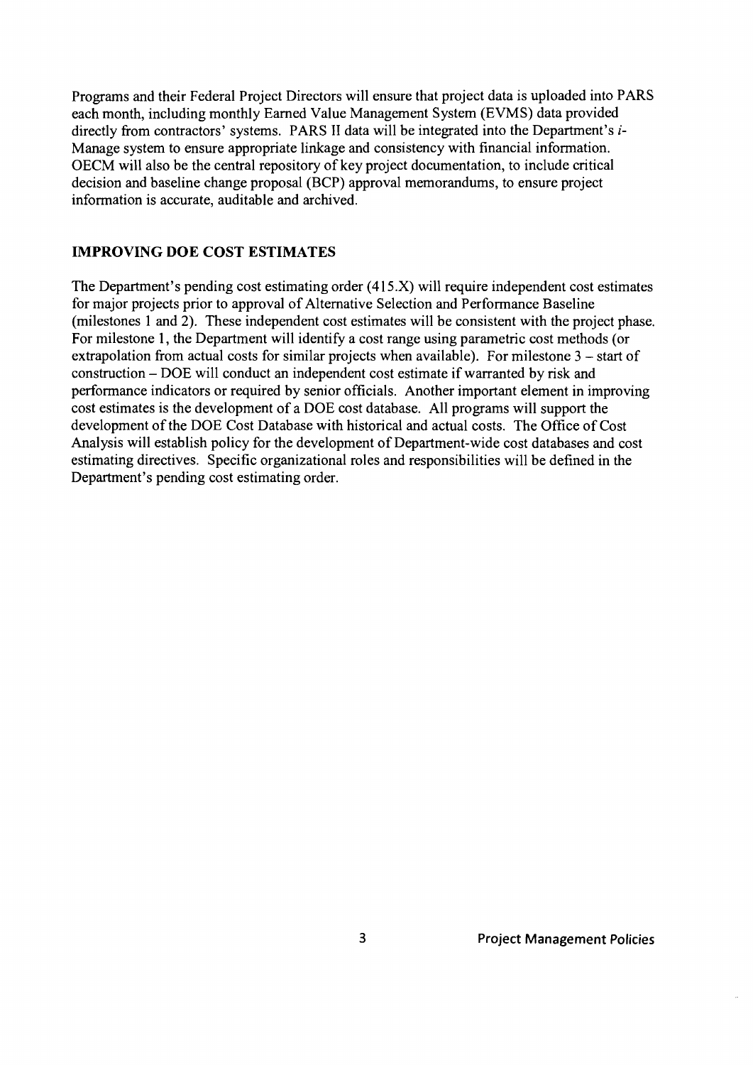Programs and their Federal Project Directors will ensure that project data is uploaded into PARS each month, including monthly Earned Value Management System (EVMS) data provided directly from contractors' systems. PARS II data will be integrated into the Department's *i*-Manage system to ensure appropriate linkage and consistency with financial information. OECM will also be the central repository of key project documentation, to include critical decision and baseline change proposal (BCP) approval memorandums, to ensure project information is accurate, auditable and archived.

## IMPROVING DOE COST ESTIMATES

The Department's pending cost estimating order (415.X) will require independent cost estimates for major projects prior to approval of Alternative Selection and Performance Baseline (milestones 1 and 2). These independent cost estimates will be consistent with the project phase. For milestone 1, the Department will identify a cost range using parametric cost methods (or extrapolation from actual costs for similar projects when available). For milestone 3 – start of construction – DOE will conduct an independent cost estimate if warranted by risk and performance indicators or required by senior officials. Another important element in improving cost estimates is the development of a DOE cost database. All programs will support the development of the DOE Cost Database with historical and actual costs. The Office of Cost Analysis will establish policy for the development of Department-wide cost databases and cost estimating directives. Specific organizational roles and responsibilities will be defined in the Department's pending cost estimating order.